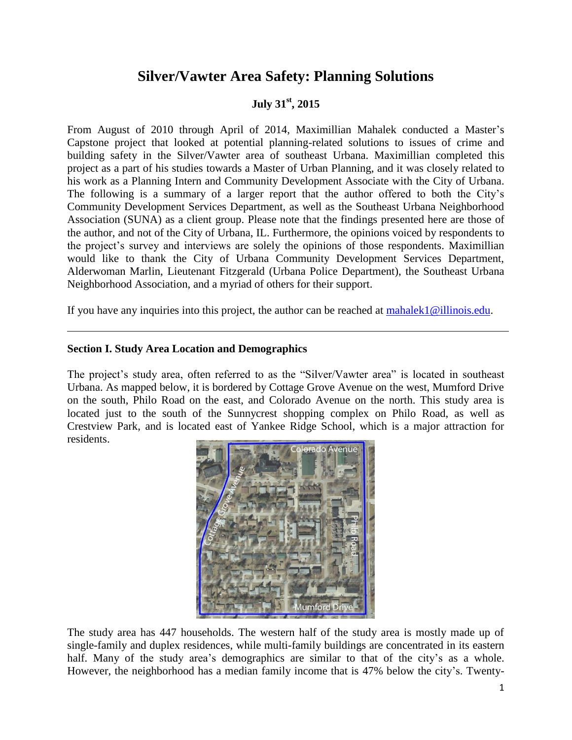# Silver/Vawter Area Safety: Planning Solutions

**July 31st, 2015**

From August of 2010 through April of 2014, Maximillian Mahalek conducted a Master's Capstone project that looked at potential planning-related solutions to issues of crime and building safety in the Silver/Vawter area of southeast Urbana. Maximillian completed this project as a part of his studies towards a Master of Urban Planning, and it was closely related to his work as a Planning Intern and Community Development Associate with the City of Urbana. The following is a summary of a larger report that the author offered to both the City's Community Development Services Department, as well as the Southeast Urbana Neighborhood Association (SUNA) as a client group. Please note that the findings presented here are those of the author, and not of the City of Urbana, IL. Furthermore, the opinions voiced by respondents to the project's survey and interviews are solely the opinions of those respondents. Maximillian would like to thank the City of Urbana Community Development Services Department, Alderwoman Marlin, Lieutenant Fitzgerald (Urbana Police Department), the Southeast Urbana Neighborhood Association, and a myriad of others for their support.

If you have any inquiries into this project, the author can be reached at mahalek1@illinois.edu.

---

## Section I. Study Area Location and Demographics

The project's study area, often referred to as the "Silver/Vawter area" is located in southeast Urbana. As mapped below, it is bordered by Cottage Grove Avenue on the west, Mumford Drive on the south, Philo Road on the east, and Colorado Avenue on the north. This study area is located just to the south of the Sunnycrest shopping complex on Philo Road, as well as Crestview Park, and is located east of Yankee Ridge School, which is a major attraction for residents.

The study area has 447 households. The western half of the study area is mostly made up of single-family and duplex residences, while multi-family buildings are concentrated in its eastern half. Many of the study area's demographics are similar to that of the city's as a whole. However, the neighborhood has a median family income that is 47% below the city's. Twenty-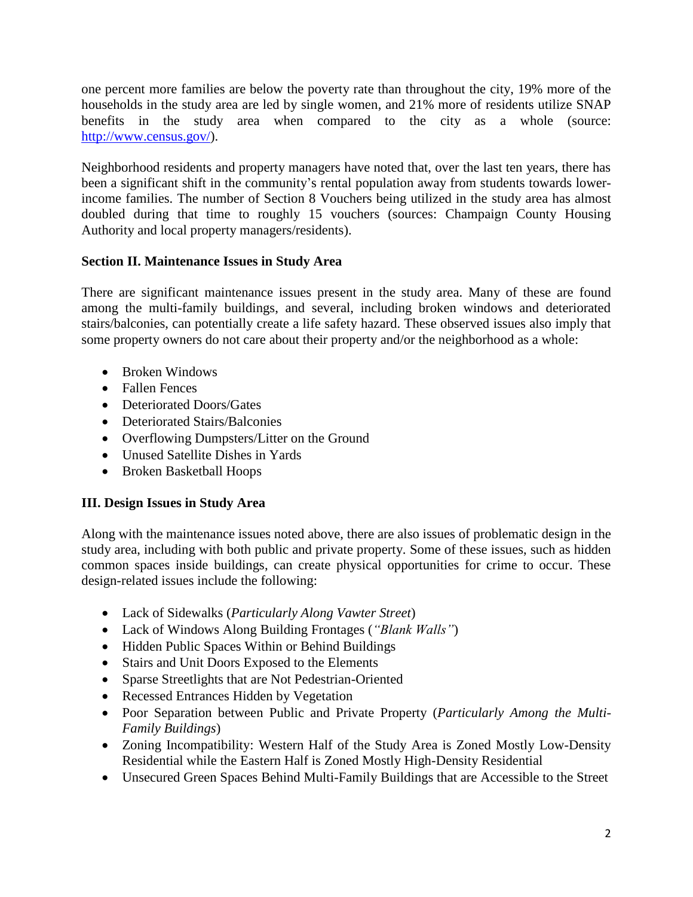one percent more families are below the poverty rate than throughout the city, 19% more of the households in the study area are led by single women, and 21% more of residents utilize SNAP benefits in the study area when compared to the city as a whole (source: http://www.census.gov/).

Neighborhood residents and property managers have noted that, over the last ten years, there has been a significant shift in the community's rental population away from students towards lower-income families. The number of Section 8 Vouchers being utilized in the study area has almost doubled during that time to roughly 15 vouchers (sources: Champaign County Housing Authority and local property managers/residents).

## Section II. Maintenance Issues in Study Area

There are significant maintenance issues present in the study area. Many of these are found among the multi-family buildings, and several, including broken windows and deteriorated stairs/balconies, can potentially create a life safety hazard. These observed issues also imply that some property owners do not care about their property and/or the neighborhood as a whole:

- Broken Windows
- Fallen Fences
- Deteriorated Doors/Gates
- Deteriorated Stairs/Balconies
- Overflowing Dumpsters/Litter on the Ground
- Unused Satellite Dishes in Yards
- Broken Basketball Hoops

## III. Design Issues in Study Area

Along with the maintenance issues noted above, there are also issues of problematic design in the study area, including with both public and private property. Some of these issues, such as hidden common spaces inside buildings, can create physical opportunities for crime to occur. These design-related issues include the following:

- Lack of Sidewalks (*Particularly Along Vawter Street*)
- Lack of Windows Along Building Frontages (*"Blank Walls"*)
- Hidden Public Spaces Within or Behind Buildings
- Stairs and Unit Doors Exposed to the Elements
- Sparse Streetlights that are Not Pedestrian-Oriented
- Recessed Entrances Hidden by Vegetation
- Poor Separation between Public and Private Property (*Particularly Among the Multi-Family Buildings*)
- Zoning Incompatibility: Western Half of the Study Area is Zoned Mostly Low-Density Residential while the Eastern Half is Zoned Mostly High-Density Residential
- Unsecured Green Spaces Behind Multi-Family Buildings that are Accessible to the Street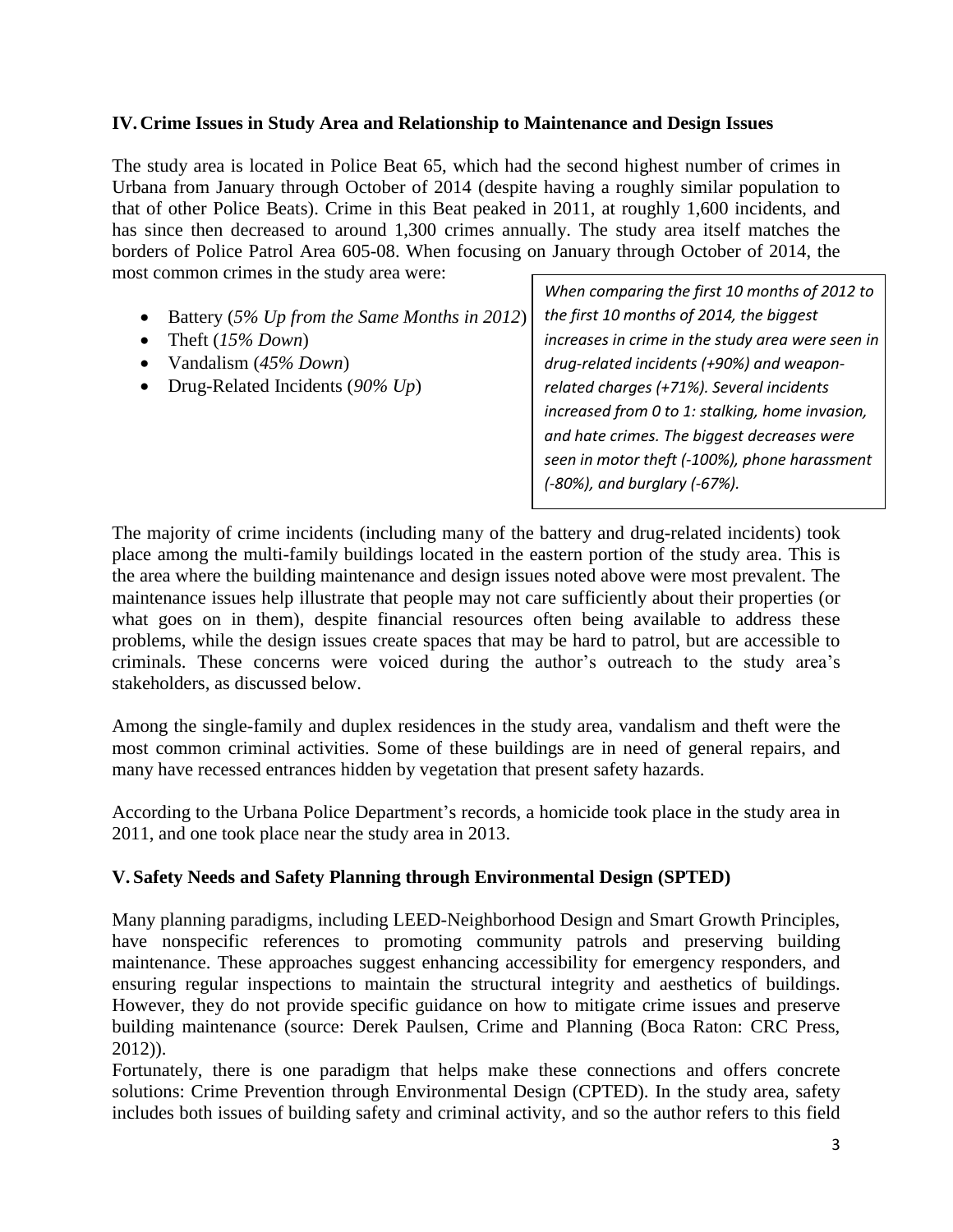## IV. Crime Issues in Study Area and Relationship to Maintenance and Design Issues

The study area is located in Police Beat 65, which had the second highest number of crimes in Urbana from January through October of 2014 (despite having a roughly similar population to that of other Police Beats). Crime in this Beat peaked in 2011, at roughly 1,600 incidents, and has since then decreased to around 1,300 crimes annually. The study area itself matches the borders of Police Patrol Area 605-08. When focusing on January through October of 2014, the most common crimes in the study area were:

- Battery (*5% Up from the Same Months in 2012*)
- Theft (*15% Down*)
- Vandalism (*45% Down*)
- Drug-Related Incidents (*90% Up*)

*When comparing the first 10 months of 2012 to the first 10 months of 2014, the biggest increases in crime in the study area were seen in drug-related incidents (+90%) and weapon-related charges (+71%). Several incidents increased from 0 to 1: stalking, home invasion, and hate crimes. The biggest decreases were seen in motor theft (-100%), phone harassment (-80%), and burglary (-67%).*

The majority of crime incidents (including many of the battery and drug-related incidents) took place among the multi-family buildings located in the eastern portion of the study area. This is the area where the building maintenance and design issues noted above were most prevalent. The maintenance issues help illustrate that people may not care sufficiently about their properties (or what goes on in them), despite financial resources often being available to address these problems, while the design issues create spaces that may be hard to patrol, but are accessible to criminals. These concerns were voiced during the author's outreach to the study area's stakeholders, as discussed below.

Among the single-family and duplex residences in the study area, vandalism and theft were the most common criminal activities. Some of these buildings are in need of general repairs, and many have recessed entrances hidden by vegetation that present safety hazards.

According to the Urbana Police Department's records, a homicide took place in the study area in 2011, and one took place near the study area in 2013.

## V. Safety Needs and Safety Planning through Environmental Design (SPTED)

Many planning paradigms, including LEED-Neighborhood Design and Smart Growth Principles, have nonspecific references to promoting community patrols and preserving building maintenance. These approaches suggest enhancing accessibility for emergency responders, and ensuring regular inspections to maintain the structural integrity and aesthetics of buildings. However, they do not provide specific guidance on how to mitigate crime issues and preserve building maintenance (source: Derek Paulsen, Crime and Planning (Boca Raton: CRC Press, 2012)).

Fortunately, there is one paradigm that helps make these connections and offers concrete solutions: Crime Prevention through Environmental Design (CPTED). In the study area, safety includes both issues of building safety and criminal activity, and so the author refers to this field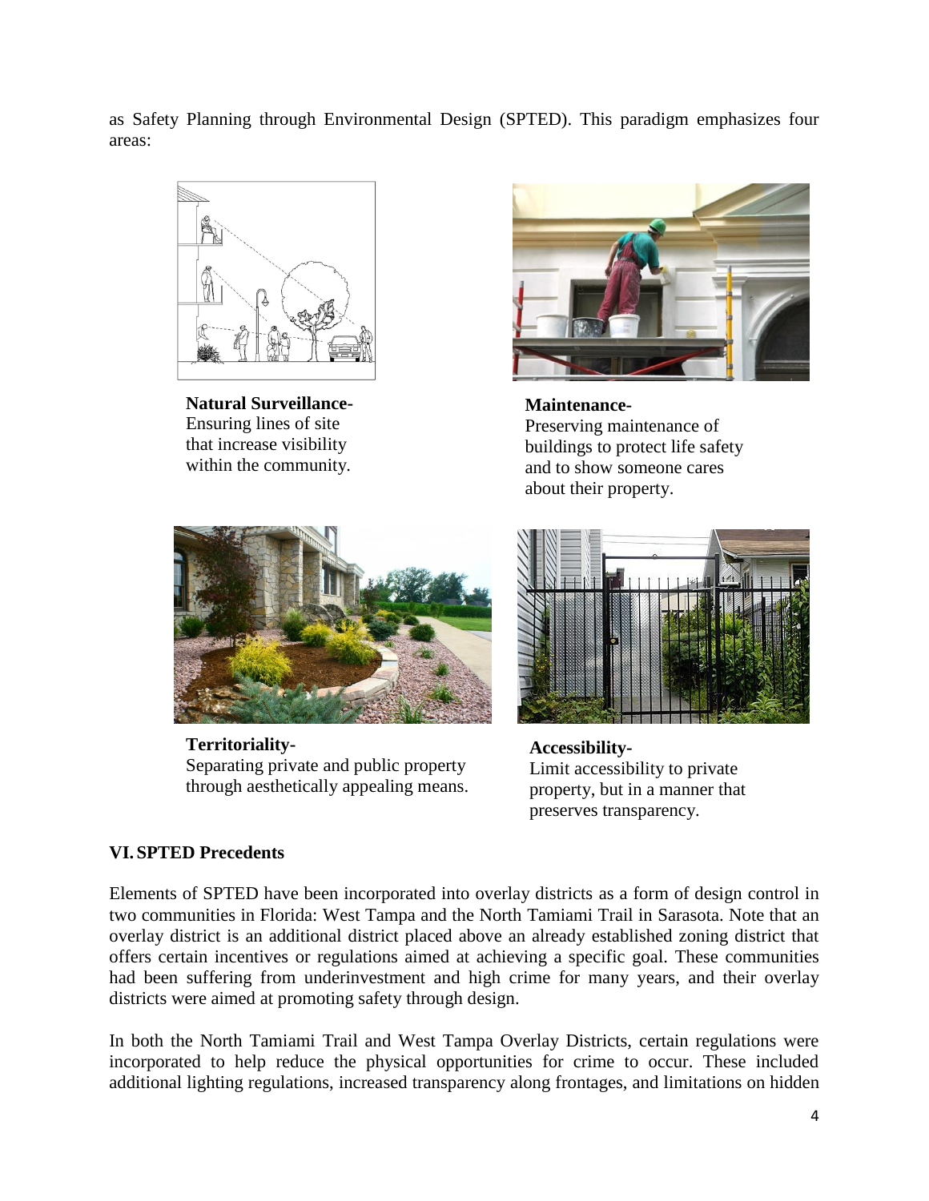as Safety Planning through Environmental Design (SPTED). This paradigm emphasizes four areas:

**Natural Surveillance-**
Ensuring lines of site that increase visibility within the community.

**Maintenance-**
Preserving maintenance of buildings to protect life safety and to show someone cares about their property.

**Territoriality-**
Separating private and public property through aesthetically appealing means.

**Accessibility-**
Limit accessibility to private property, but in a manner that preserves transparency.

## VI. SPTED Precedents

Elements of SPTED have been incorporated into overlay districts as a form of design control in two communities in Florida: West Tampa and the North Tamiami Trail in Sarasota. Note that an overlay district is an additional district placed above an already established zoning district that offers certain incentives or regulations aimed at achieving a specific goal. These communities had been suffering from underinvestment and high crime for many years, and their overlay districts were aimed at promoting safety through design.

In both the North Tamiami Trail and West Tampa Overlay Districts, certain regulations were incorporated to help reduce the physical opportunities for crime to occur. These included additional lighting regulations, increased transparency along frontages, and limitations on hidden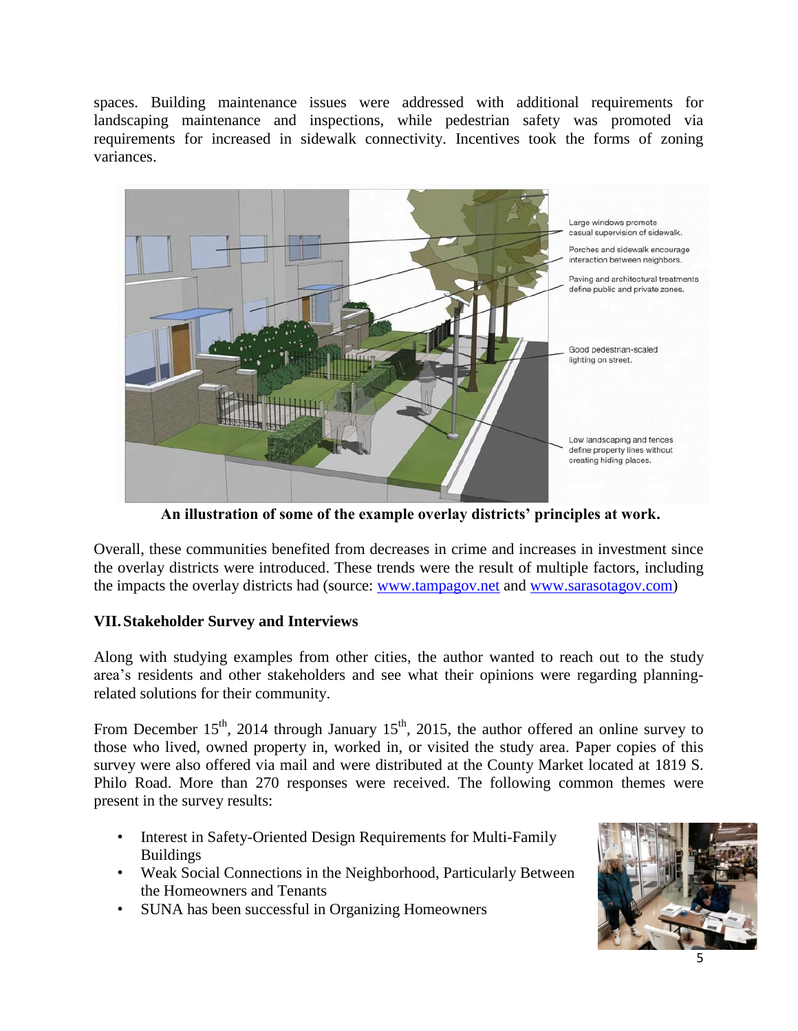spaces. Building maintenance issues were addressed with additional requirements for landscaping maintenance and inspections, while pedestrian safety was promoted via requirements for increased in sidewalk connectivity. Incentives took the forms of zoning variances.

**An illustration of some of the example overlay districts' principles at work.**

Overall, these communities benefited from decreases in crime and increases in investment since the overlay districts were introduced. These trends were the result of multiple factors, including the impacts the overlay districts had (source: www.tampagov.net and www.sarasotagov.com)

## VII. Stakeholder Survey and Interviews

Along with studying examples from other cities, the author wanted to reach out to the study area's residents and other stakeholders and see what their opinions were regarding planning-related solutions for their community.

From December 15th, 2014 through January 15th, 2015, the author offered an online survey to those who lived, owned property in, worked in, or visited the study area. Paper copies of this survey were also offered via mail and were distributed at the County Market located at 1819 S. Philo Road. More than 270 responses were received. The following common themes were present in the survey results:

- Interest in Safety-Oriented Design Requirements for Multi-Family Buildings
- Weak Social Connections in the Neighborhood, Particularly Between the Homeowners and Tenants
- SUNA has been successful in Organizing Homeowners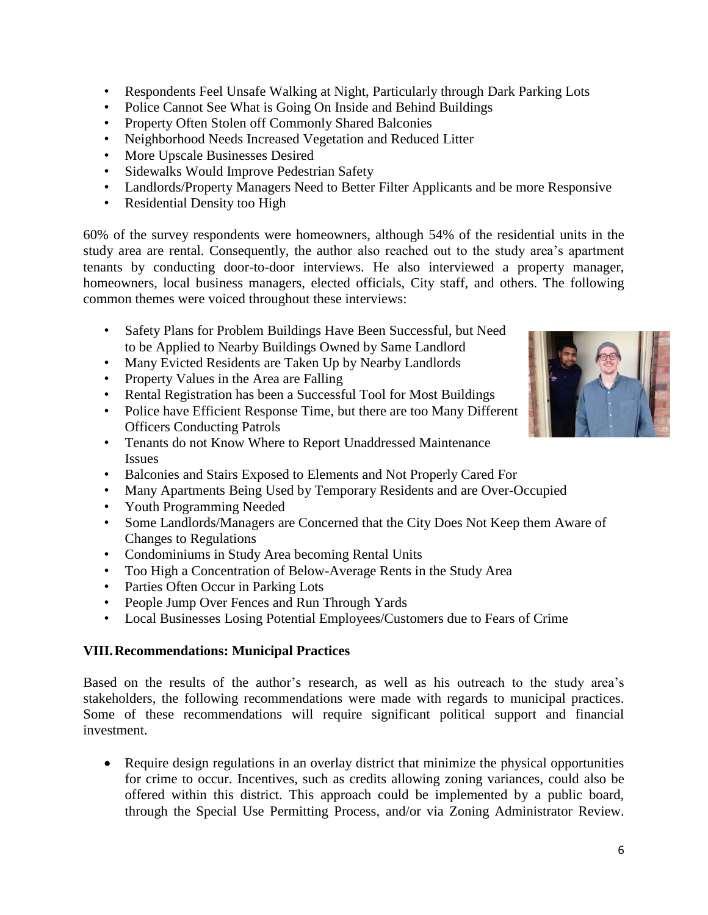- Respondents Feel Unsafe Walking at Night, Particularly through Dark Parking Lots
- Police Cannot See What is Going On Inside and Behind Buildings
- Property Often Stolen off Commonly Shared Balconies
- Neighborhood Needs Increased Vegetation and Reduced Litter
- More Upscale Businesses Desired
- Sidewalks Would Improve Pedestrian Safety
- Landlords/Property Managers Need to Better Filter Applicants and be more Responsive
- Residential Density too High

60% of the survey respondents were homeowners, although 54% of the residential units in the study area are rental. Consequently, the author also reached out to the study area's apartment tenants by conducting door-to-door interviews. He also interviewed a property manager, homeowners, local business managers, elected officials, City staff, and others. The following common themes were voiced throughout these interviews:

- Safety Plans for Problem Buildings Have Been Successful, but Need to be Applied to Nearby Buildings Owned by Same Landlord
- Many Evicted Residents are Taken Up by Nearby Landlords
- Property Values in the Area are Falling
- Rental Registration has been a Successful Tool for Most Buildings
- Police have Efficient Response Time, but there are too Many Different Officers Conducting Patrols
- Tenants do not Know Where to Report Unaddressed Maintenance Issues
- Balconies and Stairs Exposed to Elements and Not Properly Cared For
- Many Apartments Being Used by Temporary Residents and are Over-Occupied
- Youth Programming Needed
- Some Landlords/Managers are Concerned that the City Does Not Keep them Aware of Changes to Regulations
- Condominiums in Study Area becoming Rental Units
- Too High a Concentration of Below-Average Rents in the Study Area
- Parties Often Occur in Parking Lots
- People Jump Over Fences and Run Through Yards
- Local Businesses Losing Potential Employees/Customers due to Fears of Crime

### VIII. Recommendations: Municipal Practices

Based on the results of the author's research, as well as his outreach to the study area's stakeholders, the following recommendations were made with regards to municipal practices. Some of these recommendations will require significant political support and financial investment.

- Require design regulations in an overlay district that minimize the physical opportunities for crime to occur. Incentives, such as credits allowing zoning variances, could also be offered within this district. This approach could be implemented by a public board, through the Special Use Permitting Process, and/or via Zoning Administrator Review.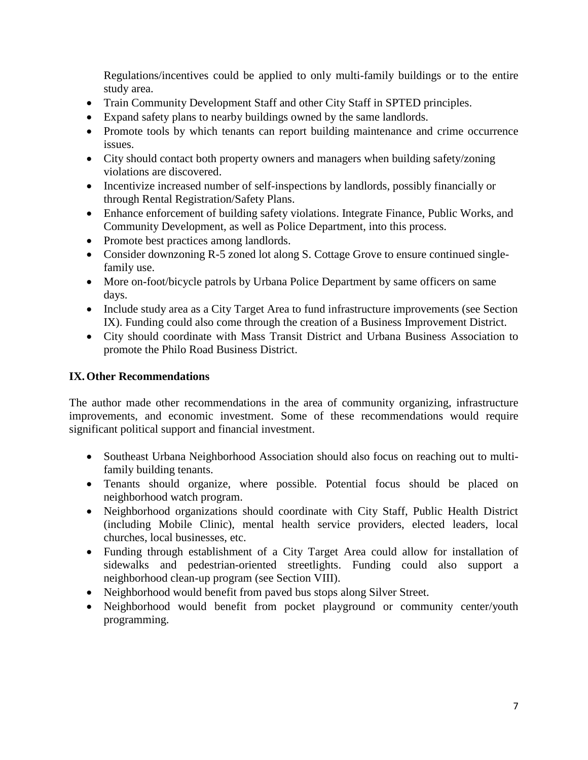Regulations/incentives could be applied to only multi-family buildings or to the entire study area.

- Train Community Development Staff and other City Staff in SPTED principles.
- Expand safety plans to nearby buildings owned by the same landlords.
- Promote tools by which tenants can report building maintenance and crime occurrence issues.
- City should contact both property owners and managers when building safety/zoning violations are discovered.
- Incentivize increased number of self-inspections by landlords, possibly financially or through Rental Registration/Safety Plans.
- Enhance enforcement of building safety violations. Integrate Finance, Public Works, and Community Development, as well as Police Department, into this process.
- Promote best practices among landlords.
- Consider downzoning R-5 zoned lot along S. Cottage Grove to ensure continued single-family use.
- More on-foot/bicycle patrols by Urbana Police Department by same officers on same days.
- Include study area as a City Target Area to fund infrastructure improvements (see Section IX). Funding could also come through the creation of a Business Improvement District.
- City should coordinate with Mass Transit District and Urbana Business Association to promote the Philo Road Business District.

## IX. Other Recommendations

The author made other recommendations in the area of community organizing, infrastructure improvements, and economic investment. Some of these recommendations would require significant political support and financial investment.

- Southeast Urbana Neighborhood Association should also focus on reaching out to multi-family building tenants.
- Tenants should organize, where possible. Potential focus should be placed on neighborhood watch program.
- Neighborhood organizations should coordinate with City Staff, Public Health District (including Mobile Clinic), mental health service providers, elected leaders, local churches, local businesses, etc.
- Funding through establishment of a City Target Area could allow for installation of sidewalks and pedestrian-oriented streetlights. Funding could also support a neighborhood clean-up program (see Section VIII).
- Neighborhood would benefit from paved bus stops along Silver Street.
- Neighborhood would benefit from pocket playground or community center/youth programming.